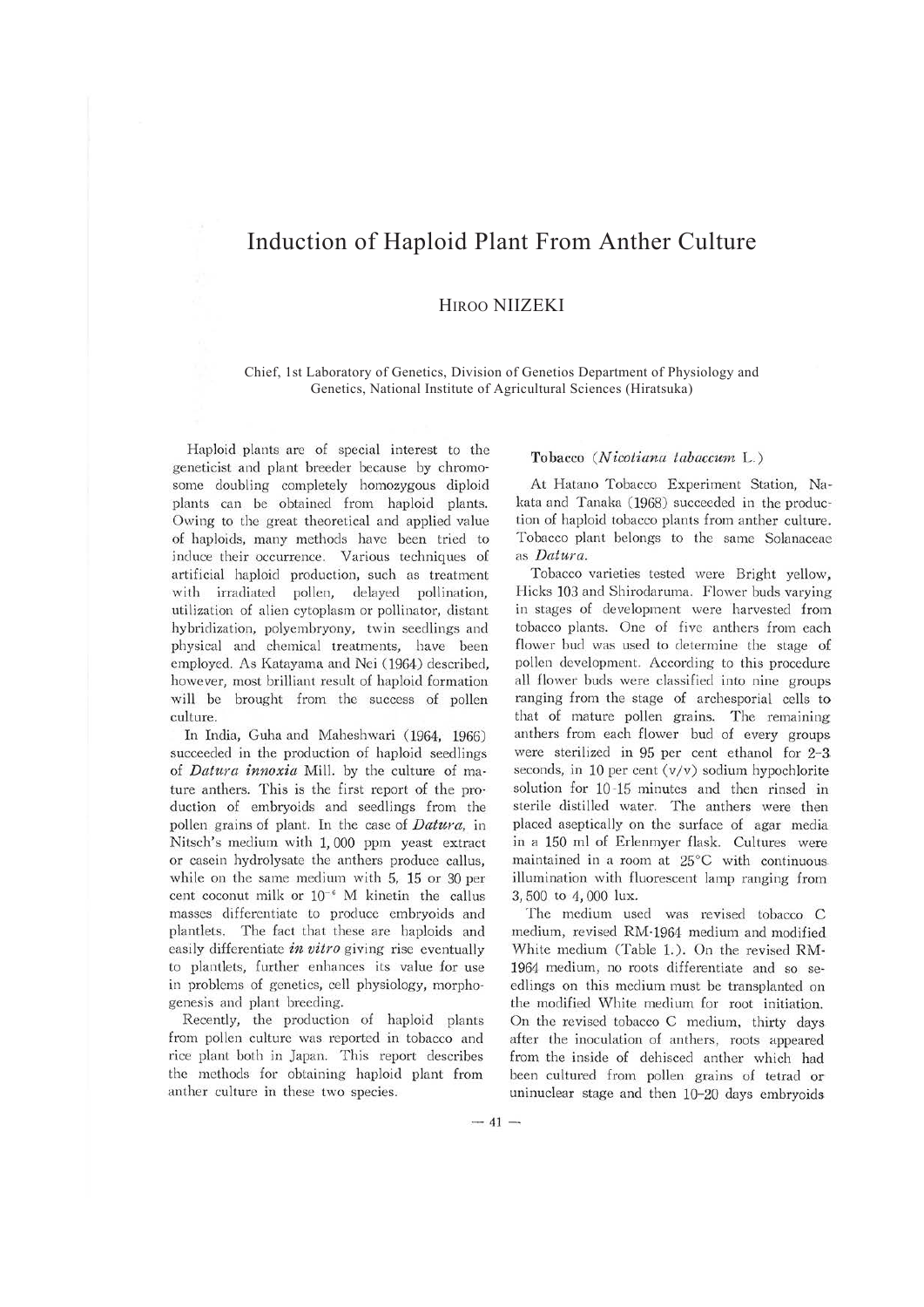# Induction of Haploid Plant From Anther Culture

## Hiroo NIIZEKI

Chief, 1st Laboratory of Genetics, Division of Genetios Department of Physiology and Genetics, National Institute of Agricultural Sciences (Hiratsuka)

Haploid plants are of special interest to the geneticist and plant breeder because by chromosome doubling completely homozygous diploid plants can be obtained from haploid plants. Owing to the great theoretical and applied value of haploids, many methods have been tried to induce their occurrence. Various techniques of artificial haploid production, such as treatment with irradiated pollen, delayed pollination, utilization of alien cytoplasm or pollinator, distant hybridization, polyembryony, twin seedlings and physical and chemical treatments, have been employed. As Katayama and Nei (1964) described, however, most brilliant result of haploid formation will be brought from the success of pollen culture.

In India, Guha and Maheshwari (1964, 1966) succeeded in the production of haploid seedlings of ***Datura innoxia*** Mill. by the culture of mature anthers. This is the first report of the production of embryoids and seedlings from the pollen grains of plant. In the case of ***Datura***, in Nitsch's medium with 1,000 ppm yeast extract or casein hydrolysate the anthers produce callus, while on the same medium with 5, 15 or 30 per cent coconut milk or $10^{-6}$ M kinetin the callus masses differentiate to produce embryoids and plantlets. The fact that these are haploids and easily differentiate ***in vitro*** giving rise eventually to plantlets, further enhances its value for use in problems of genetics, cell physiology, morphogenesis and plant breeding.

Recently, the production of haploid plants from pollen culture was reported in tobacco and rice plant both in Japan. This report describes the methods for obtaining haploid plant from anther culture in these two species.

### Tobacco (*Nicotiana tabaccum* L.)

At Hatano Tobacco Experiment Station, Nakata and Tanaka (1968) succeeded in the production of haploid tobacco plants from anther culture. Tobacco plant belongs to the same Solanaceae as *Datura*.

Tobacco varieties tested were Bright yellow, Hicks 103 and Shirodaruma. Flower buds varying in stages of development were harvested from tobacco plants. One of five anthers from each flower bud was used to determine the stage of pollen development. According to this procedure all flower buds were classified into nine groups ranging from the stage of archesporial cells to that of mature pollen grains. The remaining anthers from each flower bud of every groups were sterilized in 95 per cent ethanol for 2–3 seconds, in 10 per cent (v/v) sodium hypochlorite solution for 10–15 minutes and then rinsed in sterile distilled water. The anthers were then placed aseptically on the surface of agar media in a 150 ml of Erlenmyer flask. Cultures were maintained in a room at 25°C with continuous illumination with fluorescent lamp ranging from 3,500 to 4,000 lux.

The medium used was revised tobacco C medium, revised RM-1964 medium and modified White medium (Table 1.). On the revised RM-1964 medium, no roots differentiate and so seedlings on this medium must be transplanted on the modified White medium for root initiation. On the revised tobacco C medium, thirty days after the inoculation of anthers, roots appeared from the inside of dehisced anther which had been cultured from pollen grains of tetrad or uninuclear stage and then 10–20 days embryoids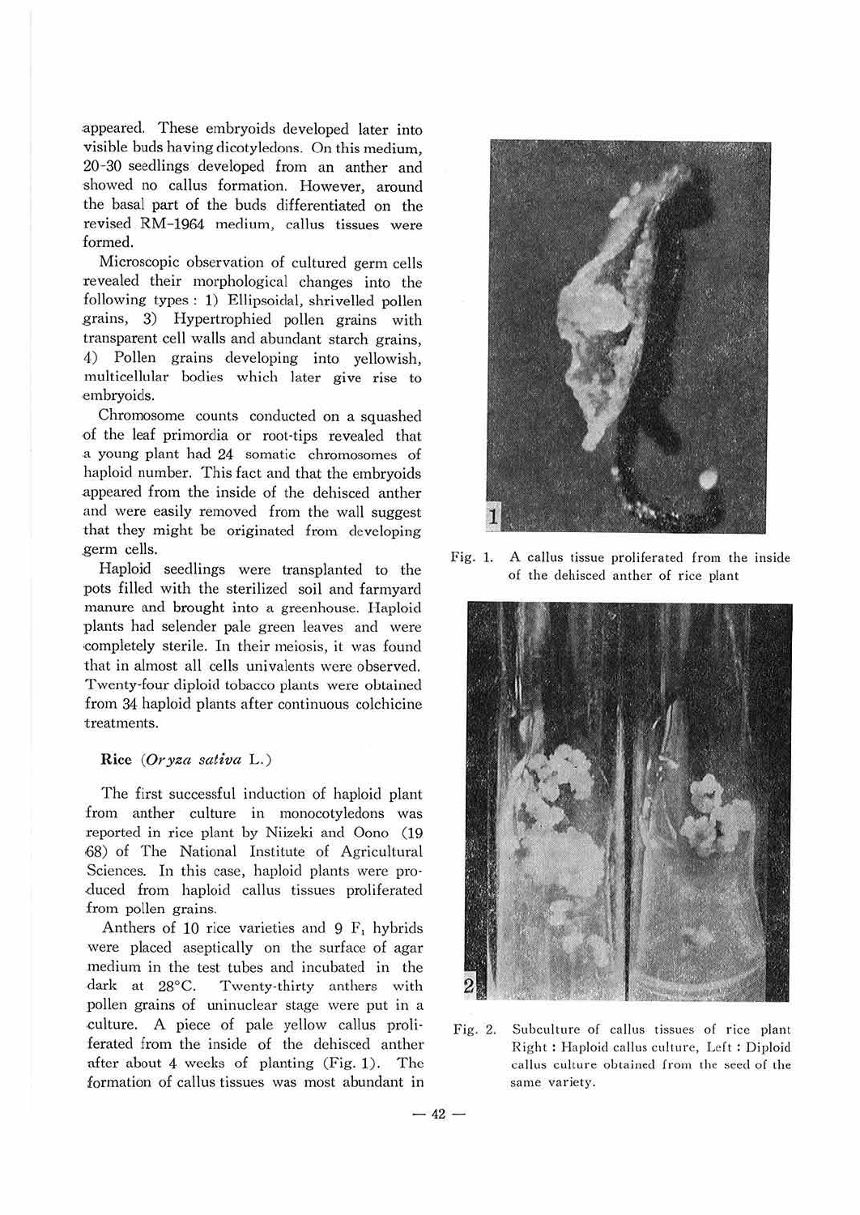appeared. These embryoids developed later into visible buds having dicotyledons. On this medium, 20–30 seedlings developed from an anther and showed no callus formation. However, around the basal part of the buds differentiated on the revised RM-1964 medium, callus tissues were formed.

Microscopic observation of cultured germ cells revealed their morphological changes into the following types : 1) Ellipsoidal, shrivelled pollen grains, 3) Hypertrophied pollen grains with transparent cell walls and abundant starch grains, 4) Pollen grains developing into yellowish, multicellular bodies which later give rise to embryoids.

Chromosome counts conducted on a squashed of the leaf primordia or root-tips revealed that a young plant had 24 somatic chromosomes of haploid number. This fact and that the embryoids appeared from the inside of the dehisced anther and were easily removed from the wall suggest that they might be originated from developing germ cells.

Haploid seedlings were transplanted to the pots filled with the sterilized soil and farmyard manure and brought into a greenhouse. Haploid plants had selender pale green leaves and were completely sterile. In their meiosis, it was found that in almost all cells univalents were observed. Twenty-four diploid tobacco plants were obtained from 34 haploid plants after continuous colchicine treatments.

### Rice (*Oryza sativa* L.)

The first successful induction of haploid plant from anther culture in monocotyledons was reported in rice plant by Niizeki and Oono (1968) of The National Institute of Agricultural Sciences. In this case, haploid plants were produced from haploid callus tissues proliferated from pollen grains.

Anthers of 10 rice varieties and 9 $F_1$ hybrids were placed aseptically on the surface of agar medium in the test tubes and incubated in the dark at 28°C. Twenty-thirty anthers with pollen grains of uninuclear stage were put in a culture. A piece of pale yellow callus proliferated from the inside of the dehisced anther after about 4 weeks of planting (Fig. 1). The formation of callus tissues was most abundant in

Fig. 1. A callus tissue proliferated from the inside of the dehisced anther of rice plant

Fig. 2. Subculture of callus tissues of rice plant Right : Haploid callus culture, Left : Diploid callus culture obtained from the seed of the same variety.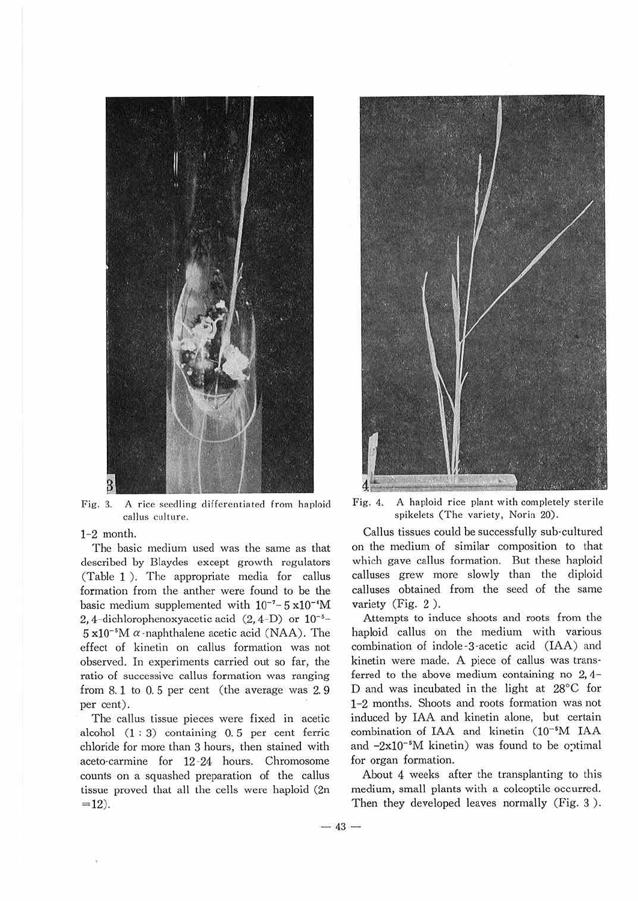Fig. 3. A rice seedling differentiated from haploid callus culture.

Fig. 4. A haploid rice plant with completely sterile spikelets (The variety, Norin 20).

1-2 month.

The basic medium used was the same as that described by Blaydes except growth regulators (Table 1). The appropriate media for callus formation from the anther were found to be the basic medium supplemented with $10^{-7}$- $5 \times 10^{-4}$M 2, 4-dichlorophenoxyacetic acid (2, 4-D) or $10^{-5}$- $5 \times 10^{-5}$M $\alpha$-naphthalene acetic acid (NAA). The effect of kinetin on callus formation was not observed. In experiments carried out so far, the ratio of successive callus formation was ranging from 8.1 to 0.5 per cent (the average was 2.9 per cent).

The callus tissue pieces were fixed in acetic alcohol (1 : 3) containing 0.5 per cent ferric chloride for more than 3 hours, then stained with aceto-carmine for 12-24 hours. Chromosome counts on a squashed preparation of the callus tissue proved that all the cells were haploid (2n =12).

Callus tissues could be successfully sub-cultured on the medium of similar composition to that which gave callus formation. But these haploid calluses grew more slowly than the diploid calluses obtained from the seed of the same variety (Fig. 2).

Attempts to induce shoots and roots from the haploid callus on the medium with various combination of indole-3-acetic acid (IAA) and kinetin were made. A piece of callus was transferred to the above medium containing no 2, 4-D and was incubated in the light at 28°C for 1-2 months. Shoots and roots formation was not induced by IAA and kinetin alone, but certain combination of IAA and kinetin ($10^{-5}$M IAA and $-2 \times 10^{-5}$M kinetin) was found to be optimal for organ formation.

About 4 weeks after the transplanting to this medium, small plants with a coleoptile occurred. Then they developed leaves normally (Fig. 3).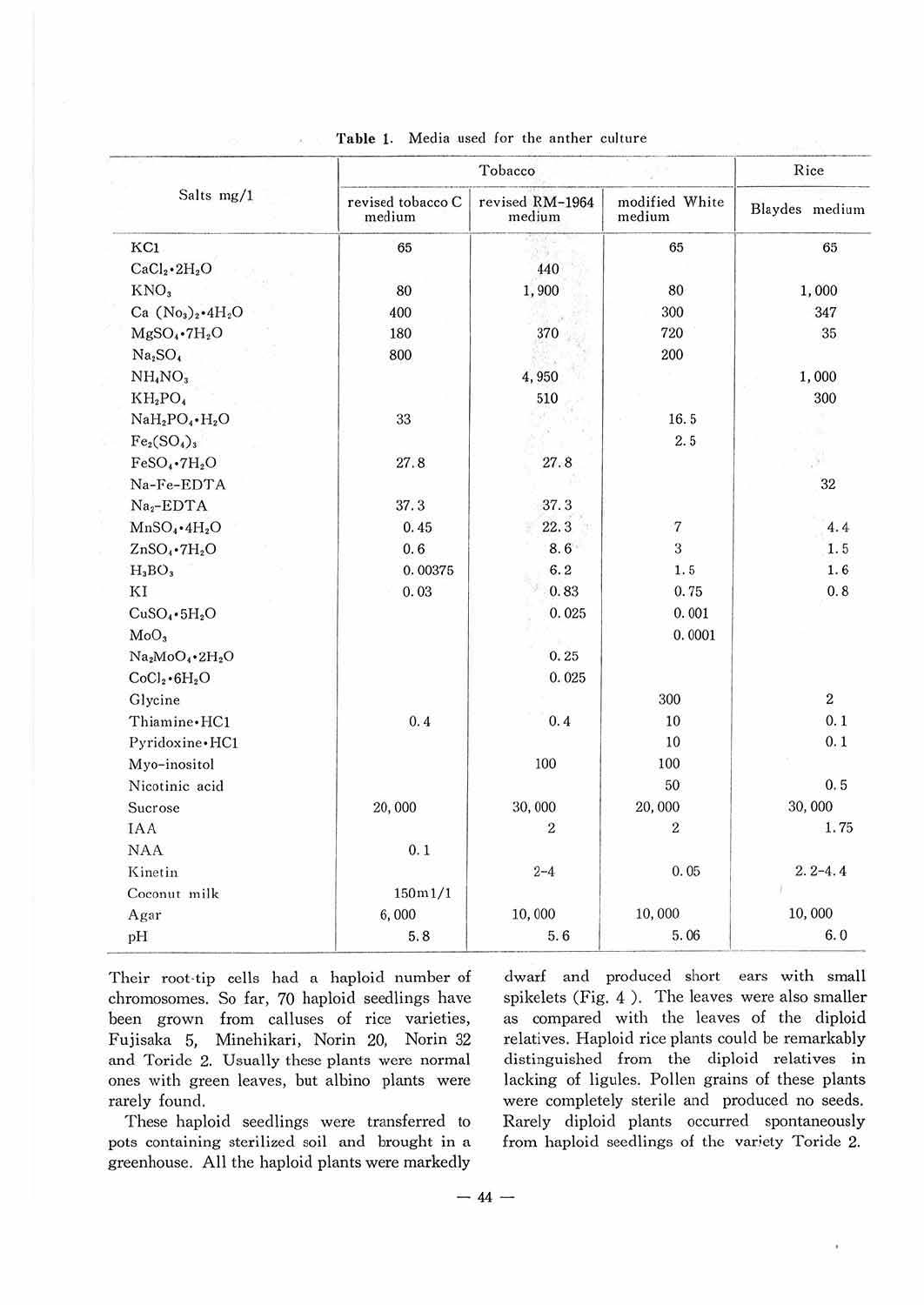Table 1. Media used for the anther culture

| Salts mg/l | Tobacco | | | Rice |
|---|---|---|---|---|
| | revised tobacco C medium | revised RM-1964 medium | modified White medium | Blaydes medium |
| KCl | 65 | | 65 | 65 |
| $CaCl_2 \cdot 2H_2O$ | | 440 | | |
| $KNO_3$ | 80 | 1,900 | 80 | 1,000 |
| $Ca(NO_3)_2 \cdot 4H_2O$ | 400 | | 300 | 347 |
| $MgSO_4 \cdot 7H_2O$ | 180 | 370 | 720 | 35 |
| $Na_2SO_4$ | 800 | | 200 | |
| $NH_4NO_3$ | | 4,950 | | 1,000 |
| $KH_2PO_4$ | | 510 | | 300 |
| $NaH_2PO_4 \cdot H_2O$ | 33 | | 16.5 | |
| $Fe_2(SO_4)_3$ | | | 2.5 | |
| $FeSO_4 \cdot 7H_2O$ | 27.8 | 27.8 | | |
| Na-Fe-EDTA | | | | 32 |
| $Na_2$-EDTA | 37.3 | 37.3 | | |
| $MnSO_4 \cdot 4H_2O$ | 0.45 | 22.3 | 7 | 4.4 |
| $ZnSO_4 \cdot 7H_2O$ | 0.6 | 8.6 | 3 | 1.5 |
| $H_3BO_3$ | 0.00375 | 6.2 | 1.5 | 1.6 |
| KI | 0.03 | 0.83 | 0.75 | 0.8 |
| $CuSO_4 \cdot 5H_2O$ | | 0.025 | 0.001 | |
| $MoO_3$ | | | 0.0001 | |
| $Na_2MoO_4 \cdot 2H_2O$ | | 0.25 | | |
| $CoCl_2 \cdot 6H_2O$ | | 0.025 | | |
| Glycine | | | 300 | 2 |
| Thiamine・HCl | 0.4 | 0.4 | 10 | 0.1 |
| Pyridoxine・HCl | | | 10 | 0.1 |
| Myo-inositol | | 100 | 100 | |
| Nicotinic acid | | | 50 | 0.5 |
| Sucrose | 20,000 | 30,000 | 20,000 | 30,000 |
| IAA | | 2 | 2 | 1.75 |
| NAA | 0.1 | | | |
| Kinetin | | 2-4 | 0.05 | 2.2-4.4 |
| Coconut milk | 150ml/l | | | |
| Agar | 6,000 | 10,000 | 10,000 | 10,000 |
| pH | 5.8 | 5.6 | 5.06 | 6.0 |

Their root-tip cells had a haploid number of chromosomes. So far, 70 haploid seedlings have been grown from calluses of rice varieties, Fujisaka 5, Minehikari, Norin 20, Norin 32 and Toride 2. Usually these plants were normal ones with green leaves, but albino plants were rarely found.

These haploid seedlings were transferred to pots containing sterilized soil and brought in a greenhouse. All the haploid plants were markedly dwarf and produced short ears with small spikelets (Fig. 4). The leaves were also smaller as compared with the leaves of the diploid relatives. Haploid rice plants could be remarkably distinguished from the diploid relatives in lacking of ligules. Pollen grains of these plants were completely sterile and produced no seeds. Rarely diploid plants occurred spontaneously from haploid seedlings of the variety Toride 2.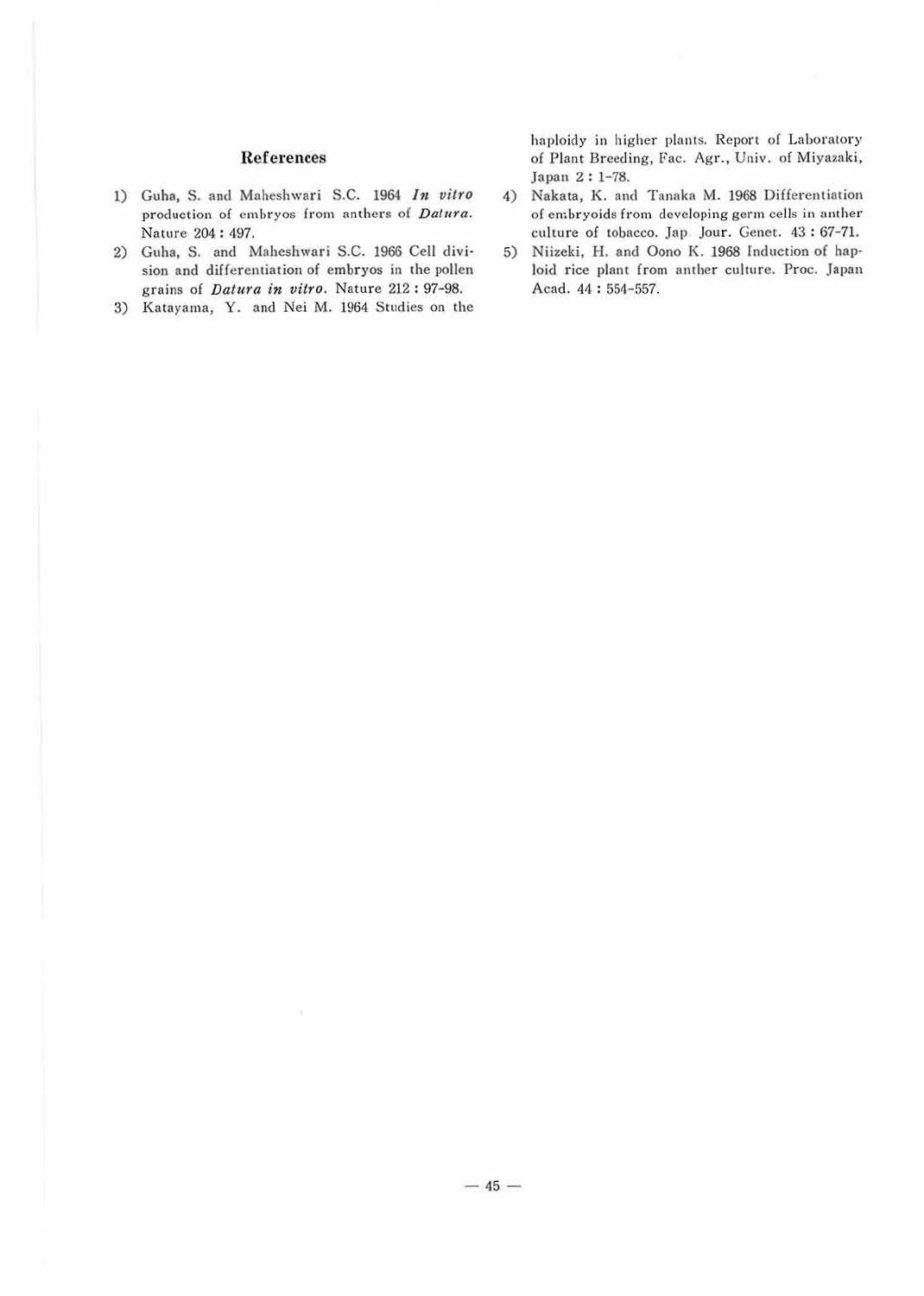## References

1) Guha, S. and Maheshwari S.C. 1964 *In vitro* production of embryos from anthers of *Datura*. Nature 204 : 497.
2) Guha, S. and Maheshwari S.C. 1966 Cell division and differentiation of embryos in the pollen grains of *Datura in vitro*. Nature 212 : 97-98.
3) Katayama, Y. and Nei M. 1964 Studies on the haploidy in higher plants. Report of Laboratory of Plant Breeding, Fac. Agr., Univ. of Miyazaki, Japan 2 : 1-78.
4) Nakata, K. and Tanaka M. 1968 Differentiation of embryoids from developing germ cells in anther culture of tobacco. Jap. Jour. Genet. 43 : 67-71.
5) Niizeki, H. and Oono K. 1968 Induction of haploid rice plant from anther culture. Proc. Japan Acad. 44 : 554-557.